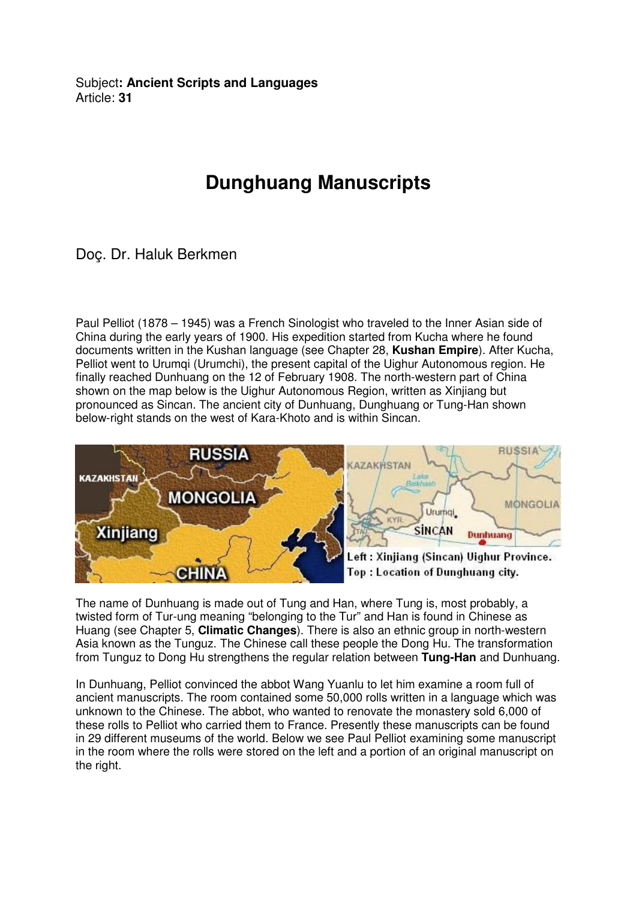Subject**: Ancient Scripts and Languages**
Article: **31**

# Dunghuang Manuscripts

Doç. Dr. Haluk Berkmen

Paul Pelliot (1878 – 1945) was a French Sinologist who traveled to the Inner Asian side of China during the early years of 1900. His expedition started from Kucha where he found documents written in the Kushan language (see Chapter 28, **Kushan Empire**). After Kucha, Pelliot went to Urumqi (Urumchi), the present capital of the Uighur Autonomous region. He finally reached Dunhuang on the 12 of February 1908. The north-western part of China shown on the map below is the Uighur Autonomous Region, written as Xinjiang but pronounced as Sincan. The ancient city of Dunhuang, Dunghuang or Tung-Han shown below-right stands on the west of Kara-Khoto and is within Sincan.

Left : Xinjiang (Sincan) Uighur Province.
Top : Location of Dunghuang city.

The name of Dunhuang is made out of Tung and Han, where Tung is, most probably, a twisted form of Tur-ung meaning "belonging to the Tur" and Han is found in Chinese as Huang (see Chapter 5, **Climatic Changes**). There is also an ethnic group in north-western Asia known as the Tunguz. The Chinese call these people the Dong Hu. The transformation from Tunguz to Dong Hu strengthens the regular relation between **Tung-Han** and Dunhuang.

In Dunhuang, Pelliot convinced the abbot Wang Yuanlu to let him examine a room full of ancient manuscripts. The room contained some 50,000 rolls written in a language which was unknown to the Chinese. The abbot, who wanted to renovate the monastery sold 6,000 of these rolls to Pelliot who carried them to France. Presently these manuscripts can be found in 29 different museums of the world. Below we see Paul Pelliot examining some manuscript in the room where the rolls were stored on the left and a portion of an original manuscript on the right.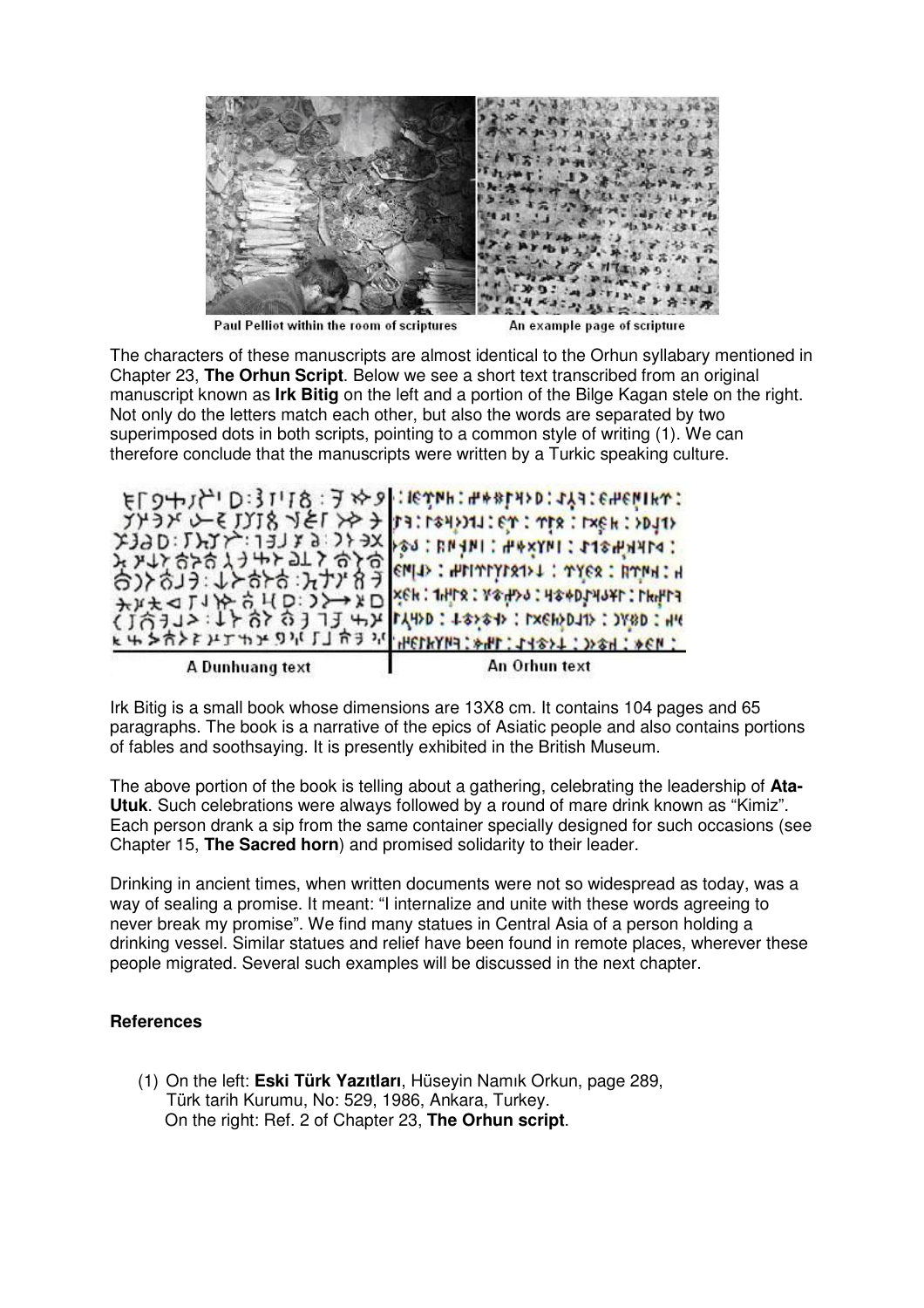Paul Pelliot within the room of scriptures An example page of scripture

The characters of these manuscripts are almost identical to the Orhun syllabary mentioned in Chapter 23, **The Orhun Script**. Below we see a short text transcribed from an original manuscript known as **Irk Bitig** on the left and a portion of the Bilge Kagan stele on the right. Not only do the letters match each other, but also the words are separated by two superimposed dots in both scripts, pointing to a common style of writing (1). We can therefore conclude that the manuscripts were written by a Turkic speaking culture.

A Dunhuang text An Orhun text

Irk Bitig is a small book whose dimensions are 13X8 cm. It contains 104 pages and 65 paragraphs. The book is a narrative of the epics of Asiatic people and also contains portions of fables and soothsaying. It is presently exhibited in the British Museum.

The above portion of the book is telling about a gathering, celebrating the leadership of **Ata-Utuk**. Such celebrations were always followed by a round of mare drink known as "Kimiz". Each person drank a sip from the same container specially designed for such occasions (see Chapter 15, **The Sacred horn**) and promised solidarity to their leader.

Drinking in ancient times, when written documents were not so widespread as today, was a way of sealing a promise. It meant: "I internalize and unite with these words agreeing to never break my promise". We find many statues in Central Asia of a person holding a drinking vessel. Similar statues and relief have been found in remote places, wherever these people migrated. Several such examples will be discussed in the next chapter.

**References**

(1) On the left: **Eski Türk Yazıtları**, Hüseyin Namık Orkun, page 289, Türk tarih Kurumu, No: 529, 1986, Ankara, Turkey.
On the right: Ref. 2 of Chapter 23, **The Orhun script**.